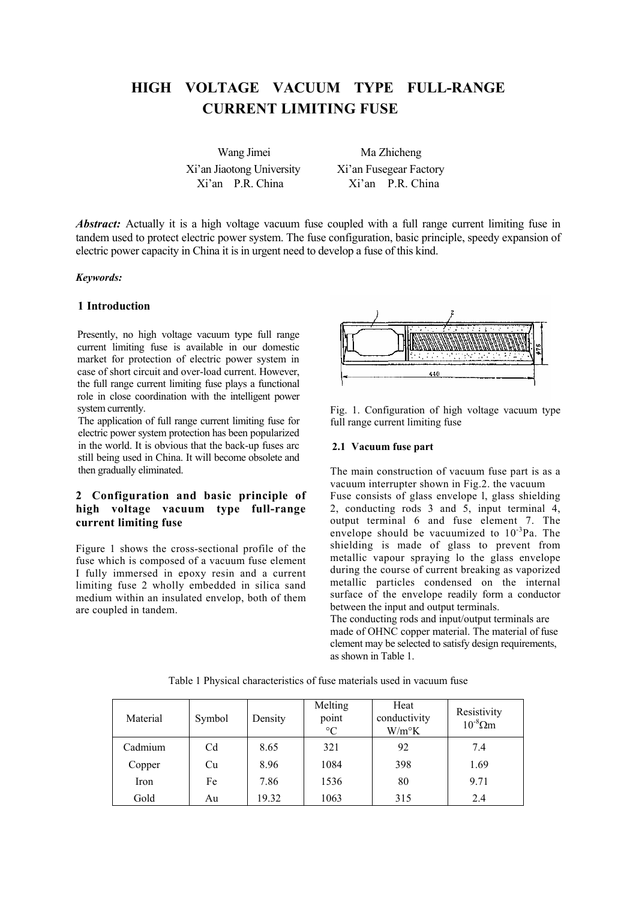# HIGH VOLTAGE VACUUM TYPE FULL-RANGE CURRENT LIMITING FUSE

Wang Jimei
Xi'an Jiaotong University
Xi'an P.R. China

Ma Zhicheng
Xi'an Fusegear Factory
Xi'an P.R. China

***Abstract:*** Actually it is a high voltage vacuum fuse coupled with a full range current limiting fuse in tandem used to protect electric power system. The fuse configuration, basic principle, speedy expansion of electric power capacity in China it is in urgent need to develop a fuse of this kind.

***Keywords:***

## 1 Introduction

Presently, no high voltage vacuum type full range current limiting fuse is available in our domestic market for protection of electric power system in case of short circuit and over-load current. However, the full range current limiting fuse plays a functional role in close coordination with the intelligent power system currently.

The application of full range current limiting fuse for electric power system protection has been popularized in the world. It is obvious that the back-up fuses arc still being used in China. It will become obsolete and then gradually eliminated.

## 2 Configuration and basic principle of high voltage vacuum type full-range current limiting fuse

Figure 1 shows the cross-sectional profile of the fuse which is composed of a vacuum fuse element I fully immersed in epoxy resin and a current limiting fuse 2 wholly embedded in silica sand medium within an insulated envelop, both of them are coupled in tandem.

Fig. 1. Configuration of high voltage vacuum type full range current limiting fuse

### 2.1 Vacuum fuse part

The main construction of vacuum fuse part is as a vacuum interrupter shown in Fig.2. the vacuum Fuse consists of glass envelope l, glass shielding 2, conducting rods 3 and 5, input terminal 4, output terminal 6 and fuse element 7. The envelope should be vacuumized to $10^{-3}$Pa. The shielding is made of glass to prevent from metallic vapour spraying lo the glass envelope during the course of current breaking as vaporized metallic particles condensed on the internal surface of the envelope readily form a conductor between the input and output terminals.

The conducting rods and input/output terminals are made of OHNC copper material. The material of fuse clement may be selected to satisfy design requirements, as shown in Table 1.

Table 1 Physical characteristics of fuse materials used in vacuum fuse

| Material | Symbol | Density | Melting point °C | Heat conductivity W/m°K | Resistivity $10^{-8}\Omega$m |
|---|---|---|---|---|---|
| Cadmium | Cd | 8.65 | 321 | 92 | 7.4 |
| Copper | Cu | 8.96 | 1084 | 398 | 1.69 |
| Iron | Fe | 7.86 | 1536 | 80 | 9.71 |
| Gold | Au | 19.32 | 1063 | 315 | 2.4 |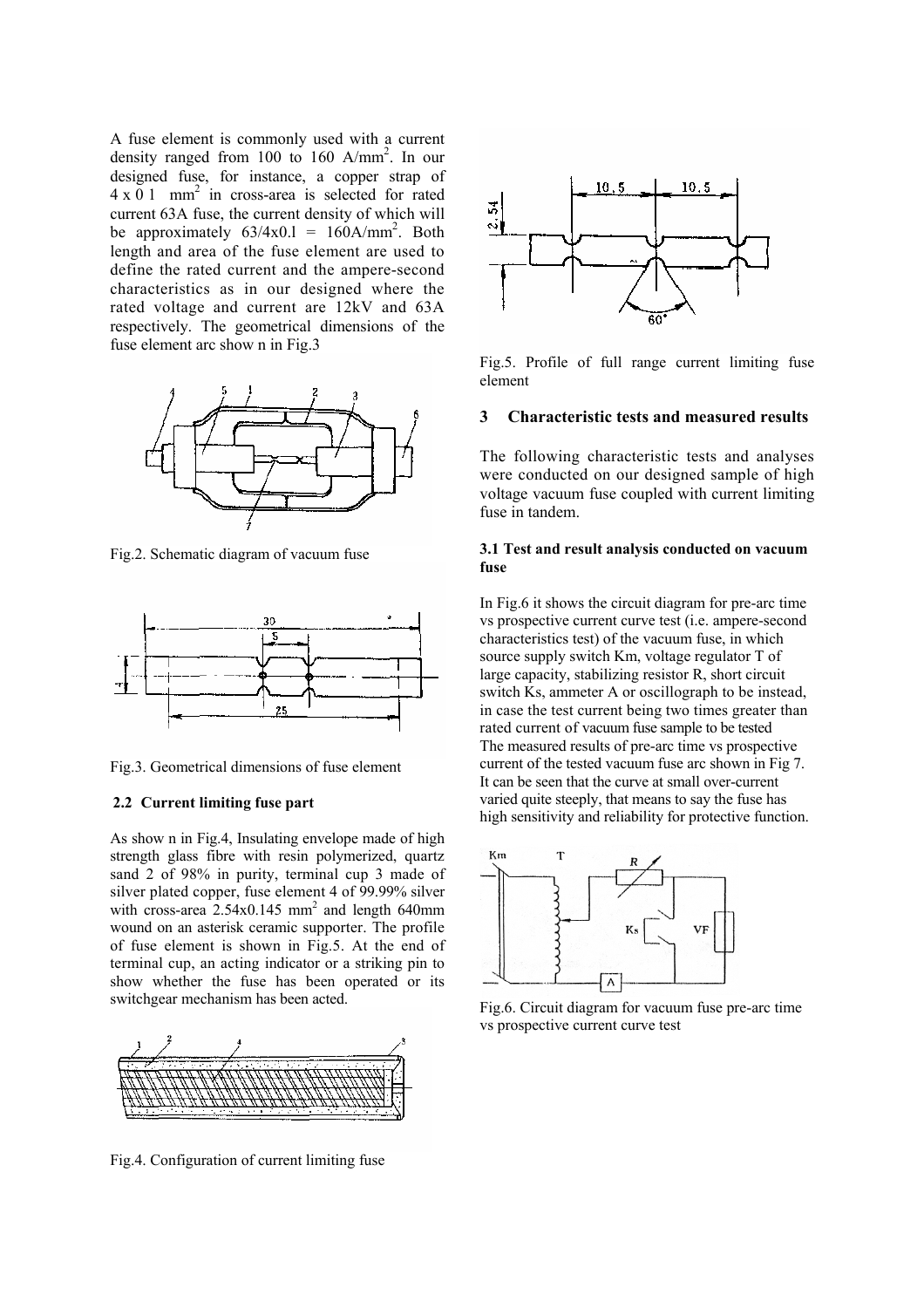A fuse element is commonly used with a current density ranged from 100 to 160 A/mm$^2$. In our designed fuse, for instance, a copper strap of 4 x 0 1 mm$^2$ in cross-area is selected for rated current 63A fuse, the current density of which will be approximately 63/4x0.l = 160A/mm$^2$. Both length and area of the fuse element are used to define the rated current and the ampere-second characteristics as in our designed where the rated voltage and current are 12kV and 63A respectively. The geometrical dimensions of the fuse element arc show n in Fig.3

Fig.2. Schematic diagram of vacuum fuse

Fig.3. Geometrical dimensions of fuse element

### 2.2 Current limiting fuse part

As show n in Fig.4, Insulating envelope made of high strength glass fibre with resin polymerized, quartz sand 2 of 98% in purity, terminal cup 3 made of silver plated copper, fuse element 4 of 99.99% silver with cross-area 2.54x0.145 mm$^2$ and length 640mm wound on an asterisk ceramic supporter. The profile of fuse element is shown in Fig.5. At the end of terminal cup, an acting indicator or a striking pin to show whether the fuse has been operated or its switchgear mechanism has been acted.

Fig.4. Configuration of current limiting fuse

Fig.5. Profile of full range current limiting fuse element

## 3 Characteristic tests and measured results

The following characteristic tests and analyses were conducted on our designed sample of high voltage vacuum fuse coupled with current limiting fuse in tandem.

### 3.1 Test and result analysis conducted on vacuum fuse

In Fig.6 it shows the circuit diagram for pre-arc time vs prospective current curve test (i.e. ampere-second characteristics test) of the vacuum fuse, in which source supply switch Km, voltage regulator T of large capacity, stabilizing resistor R, short circuit switch Ks, ammeter A or oscillograph to be instead, in case the test current being two times greater than rated current of vacuum fuse sample to be tested
The measured results of pre-arc time vs prospective current of the tested vacuum fuse arc shown in Fig 7. It can be seen that the curve at small over-current varied quite steeply, that means to say the fuse has high sensitivity and reliability for protective function.

Fig.6. Circuit diagram for vacuum fuse pre-arc time vs prospective current curve test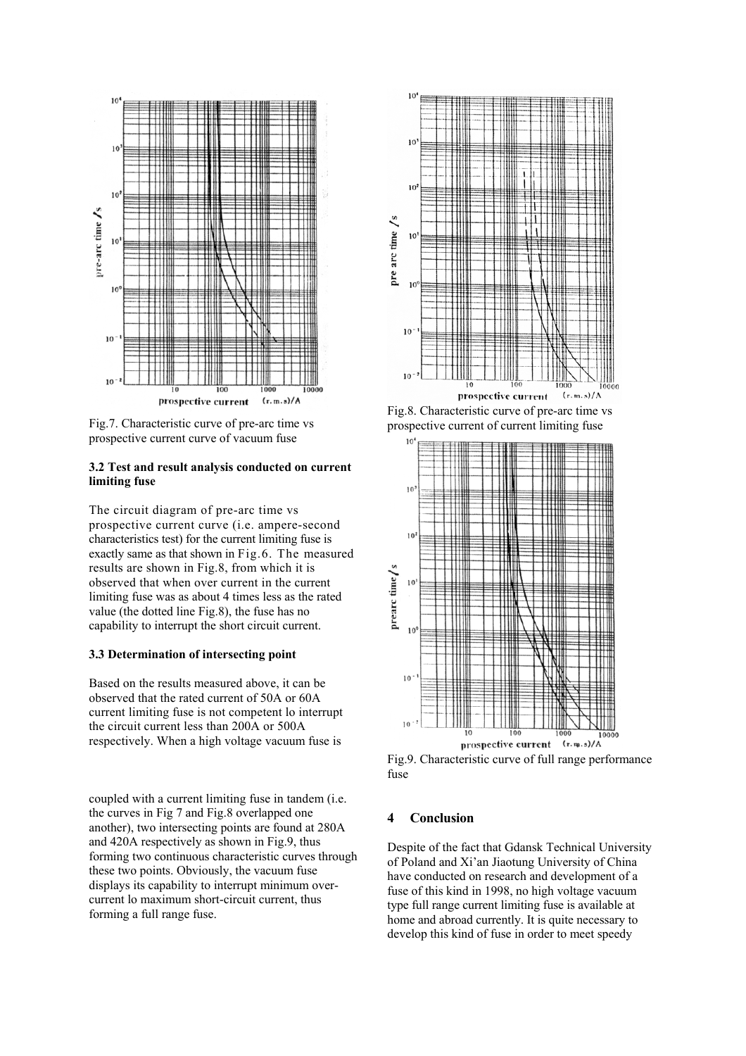Fig.7. Characteristic curve of pre-arc time vs prospective current curve of vacuum fuse

Fig.8. Characteristic curve of pre-arc time vs prospective current of current limiting fuse

Fig.9. Characteristic curve of full range performance fuse

### 3.2 Test and result analysis conducted on current limiting fuse

The circuit diagram of pre-arc time vs prospective current curve (i.e. ampere-second characteristics test) for the current limiting fuse is exactly same as that shown in Fig.6. The measured results are shown in Fig.8, from which it is observed that when over current in the current limiting fuse was as about 4 times less as the rated value (the dotted line Fig.8), the fuse has no capability to interrupt the short circuit current.

### 3.3 Determination of intersecting point

Based on the results measured above, it can be observed that the rated current of 50A or 60A current limiting fuse is not competent lo interrupt the circuit current less than 200A or 500A respectively. When a high voltage vacuum fuse is coupled with a current limiting fuse in tandem (i.e. the curves in Fig 7 and Fig.8 overlapped one another), two intersecting points are found at 280A and 420A respectively as shown in Fig.9, thus forming two continuous characteristic curves through these two points. Obviously, the vacuum fuse displays its capability to interrupt minimum over-current lo maximum short-circuit current, thus forming a full range fuse.

## 4 Conclusion

Despite of the fact that Gdansk Technical University of Poland and Xi'an Jiaotung University of China have conducted on research and development of a fuse of this kind in 1998, no high voltage vacuum type full range current limiting fuse is available at home and abroad currently. It is quite necessary to develop this kind of fuse in order to meet speedy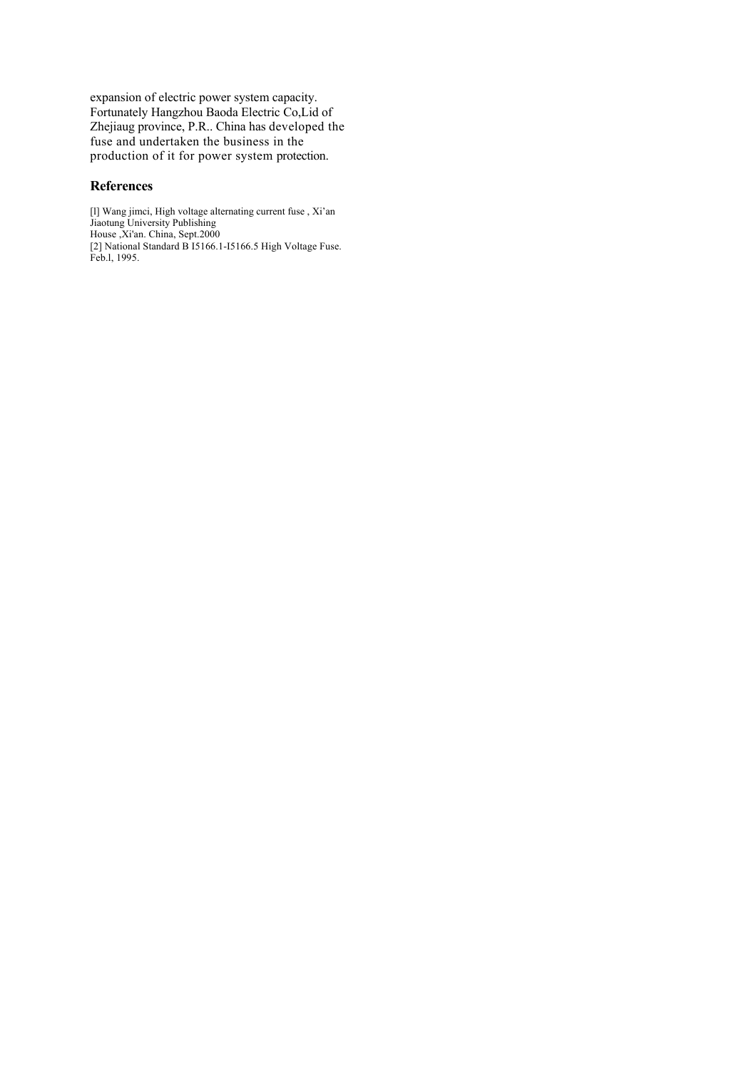expansion of electric power system capacity. Fortunately Hangzhou Baoda Electric Co,Lid of Zhejiaug province, P.R.. China has developed the fuse and undertaken the business in the production of it for power system protection.

## References

[l] Wang jimci, High voltage alternating current fuse , Xi'an Jiaotung University Publishing House ,Xi'an. China, Sept.2000

[2] National Standard B I5166.1-I5166.5 High Voltage Fuse. Feb.l, 1995.